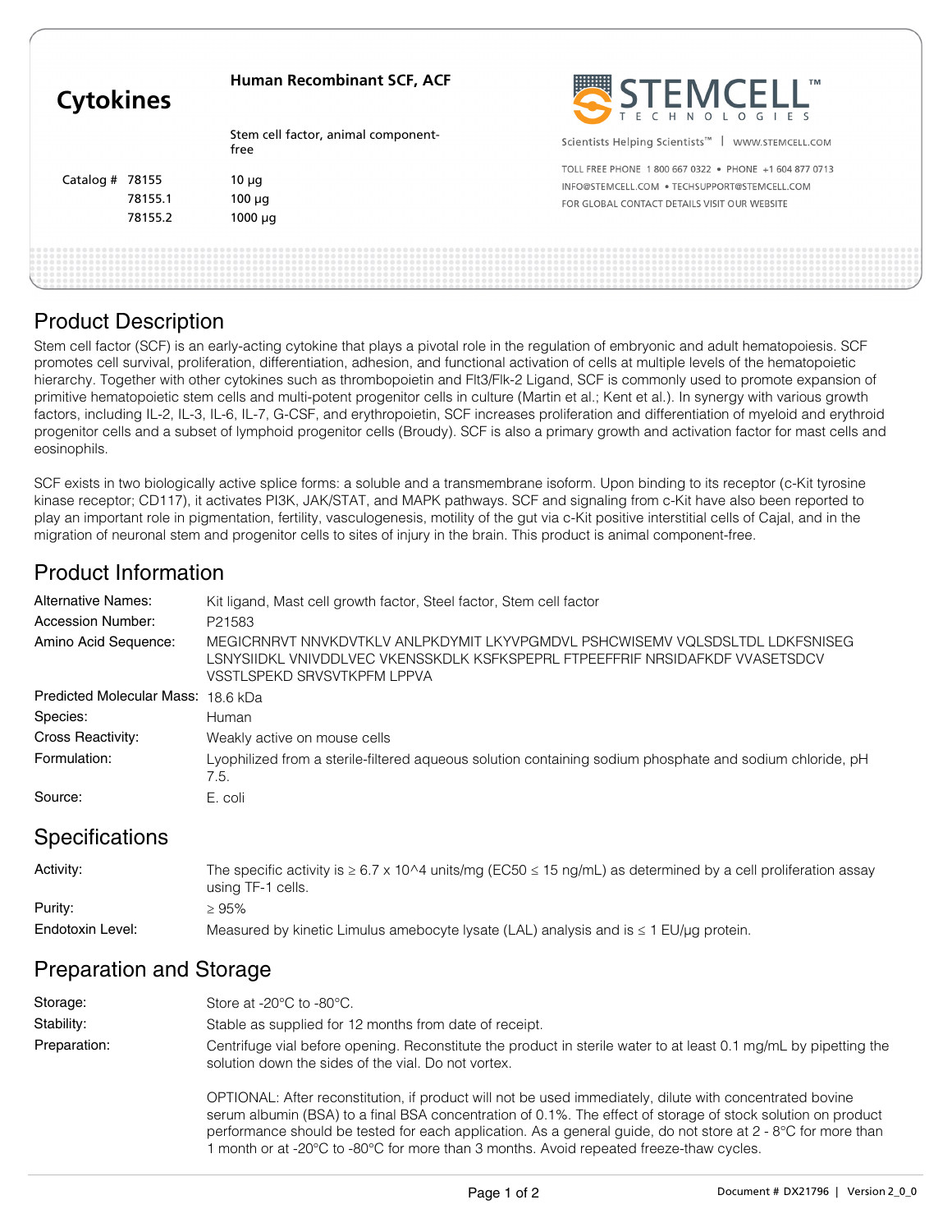# Cytokines

**Human Recombinant SCF, ACF**

Stem cell factor, animal component-free

| Catalog # | | |
|---|---|---|
| | 78155 | 10 μg |
| | 78155.1 | 100 μg |
| | 78155.2 | 1000 μg |

STEMCELL TECHNOLOGIES

Scientists Helping Scientists™ | WWW.STEMCELL.COM

TOLL FREE PHONE 1 800 667 0322 • PHONE +1 604 877 0713
INFO@STEMCELL.COM • TECHSUPPORT@STEMCELL.COM
FOR GLOBAL CONTACT DETAILS VISIT OUR WEBSITE

## Product Description

Stem cell factor (SCF) is an early-acting cytokine that plays a pivotal role in the regulation of embryonic and adult hematopoiesis. SCF promotes cell survival, proliferation, differentiation, adhesion, and functional activation of cells at multiple levels of the hematopoietic hierarchy. Together with other cytokines such as thrombopoietin and Flt3/Flk-2 Ligand, SCF is commonly used to promote expansion of primitive hematopoietic stem cells and multi-potent progenitor cells in culture (Martin et al.; Kent et al.). In synergy with various growth factors, including IL-2, IL-3, IL-6, IL-7, G-CSF, and erythropoietin, SCF increases proliferation and differentiation of myeloid and erythroid progenitor cells and a subset of lymphoid progenitor cells (Broudy). SCF is also a primary growth and activation factor for mast cells and eosinophils.

SCF exists in two biologically active splice forms: a soluble and a transmembrane isoform. Upon binding to its receptor (c-Kit tyrosine kinase receptor; CD117), it activates PI3K, JAK/STAT, and MAPK pathways. SCF and signaling from c-Kit have also been reported to play an important role in pigmentation, fertility, vasculogenesis, motility of the gut via c-Kit positive interstitial cells of Cajal, and in the migration of neuronal stem and progenitor cells to sites of injury in the brain. This product is animal component-free.

## Product Information

| | |
|---|---|
| Alternative Names: | Kit ligand, Mast cell growth factor, Steel factor, Stem cell factor |
| Accession Number: | P21583 |
| Amino Acid Sequence: | MEGICRNRVT NNVKDVTKLV ANLPKDYMIT LKYVPGMDVL PSHCWISEMV VQLSDSLTDL LDKFSNISEG LSNYSIIDKL VNIVDDLVEC VKENSSKDLK KSFKSPEPRL FTPEEFFRIF NRSIDAFKDF VVASETSDCV VSSTLSPEKD SRVSVTKPFM LPPVA |
| Predicted Molecular Mass: | 18.6 kDa |
| Species: | Human |
| Cross Reactivity: | Weakly active on mouse cells |
| Formulation: | Lyophilized from a sterile-filtered aqueous solution containing sodium phosphate and sodium chloride, pH 7.5. |
| Source: | E. coli |

## Specifications

| | |
|---|---|
| Activity: | The specific activity is ≥ 6.7 x 10^4 units/mg (EC50 ≤ 15 ng/mL) as determined by a cell proliferation assay using TF-1 cells. |
| Purity: | ≥ 95% |
| Endotoxin Level: | Measured by kinetic Limulus amebocyte lysate (LAL) analysis and is ≤ 1 EU/μg protein. |

## Preparation and Storage

| | |
|---|---|
| Storage: | Store at -20°C to -80°C. |
| Stability: | Stable as supplied for 12 months from date of receipt. |
| Preparation: | Centrifuge vial before opening. Reconstitute the product in sterile water to at least 0.1 mg/mL by pipetting the solution down the sides of the vial. Do not vortex. <br><br> OPTIONAL: After reconstitution, if product will not be used immediately, dilute with concentrated bovine serum albumin (BSA) to a final BSA concentration of 0.1%. The effect of storage of stock solution on product performance should be tested for each application. As a general guide, do not store at 2 - 8°C for more than 1 month or at -20°C to -80°C for more than 3 months. Avoid repeated freeze-thaw cycles. |

Document # DX21796 | Version 2_0_0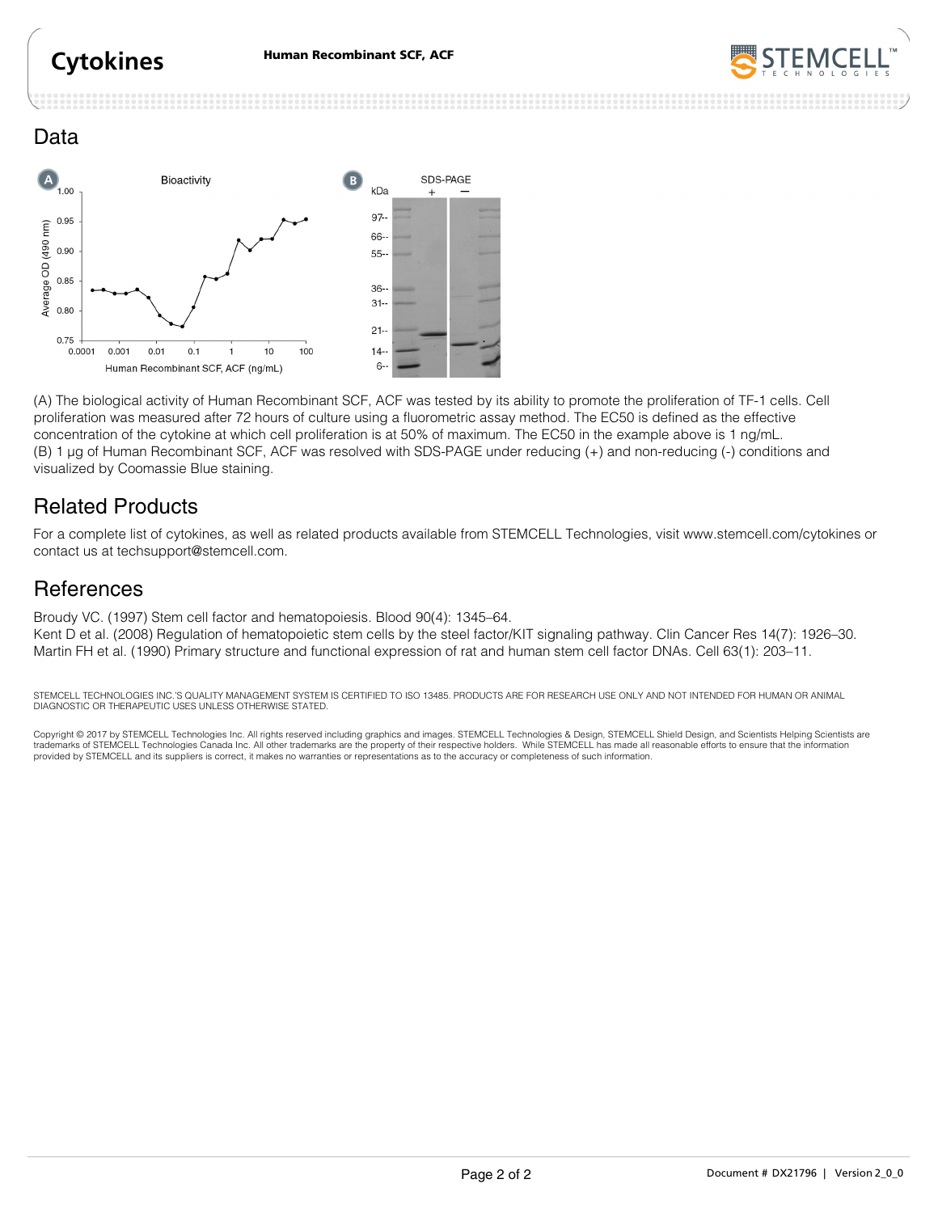## Data

A

Bioactivity

Average OD (490 nm)

1.00
0.95
0.90
0.85
0.80
0.75

0.0001 0.001 0.01 0.1 1 10 100

Human Recombinant SCF, ACF (ng/mL)

B

SDS-PAGE

kDa + −

97--
66--
55--
36--
31--
21--
14--
6--

(A) The biological activity of Human Recombinant SCF, ACF was tested by its ability to promote the proliferation of TF-1 cells. Cell proliferation was measured after 72 hours of culture using a fluorometric assay method. The EC50 is defined as the effective concentration of the cytokine at which cell proliferation is at 50% of maximum. The EC50 in the example above is 1 ng/mL.
(B) 1 µg of Human Recombinant SCF, ACF was resolved with SDS-PAGE under reducing (+) and non-reducing (-) conditions and visualized by Coomassie Blue staining.

## Related Products

For a complete list of cytokines, as well as related products available from STEMCELL Technologies, visit www.stemcell.com/cytokines or contact us at techsupport@stemcell.com.

## References

Broudy VC. (1997) Stem cell factor and hematopoiesis. Blood 90(4): 1345–64.
Kent D et al. (2008) Regulation of hematopoietic stem cells by the steel factor/KIT signaling pathway. Clin Cancer Res 14(7): 1926–30.
Martin FH et al. (1990) Primary structure and functional expression of rat and human stem cell factor DNAs. Cell 63(1): 203–11.

STEMCELL TECHNOLOGIES INC.'S QUALITY MANAGEMENT SYSTEM IS CERTIFIED TO ISO 13485. PRODUCTS ARE FOR RESEARCH USE ONLY AND NOT INTENDED FOR HUMAN OR ANIMAL DIAGNOSTIC OR THERAPEUTIC USES UNLESS OTHERWISE STATED.

Copyright © 2017 by STEMCELL Technologies Inc. All rights reserved including graphics and images. STEMCELL Technologies & Design, STEMCELL Shield Design, and Scientists Helping Scientists are trademarks of STEMCELL Technologies Canada Inc. All other trademarks are the property of their respective holders. While STEMCELL has made all reasonable efforts to ensure that the information provided by STEMCELL and its suppliers is correct, it makes no warranties or representations as to the accuracy or completeness of such information.

Document # DX21796 | Version 2_0_0